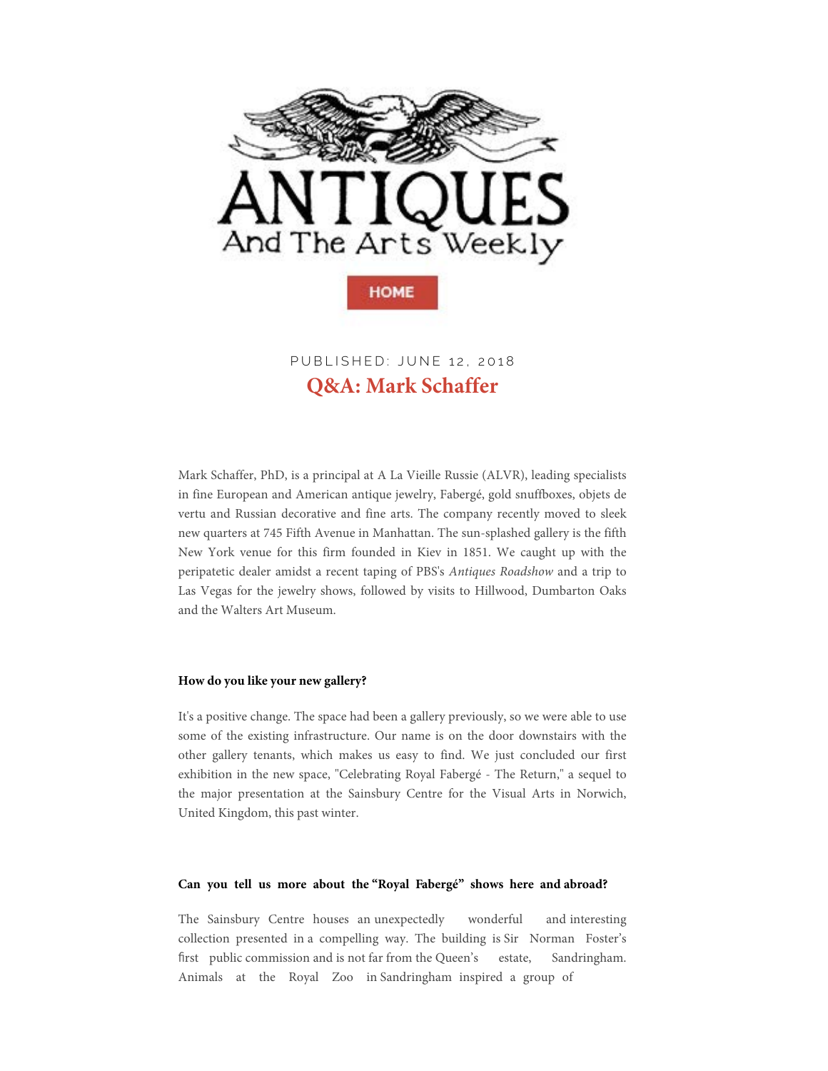# ANTIQUES And The Arts Weekly

HOME

PUBLISHED: JUNE 12, 2018

## Q&A: Mark Schaffer

Mark Schaffer, PhD, is a principal at A La Vieille Russie (ALVR), leading specialists in fine European and American antique jewelry, Fabergé, gold snuffboxes, objets de vertu and Russian decorative and fine arts. The company recently moved to sleek new quarters at 745 Fifth Avenue in Manhattan. The sun-splashed gallery is the fifth New York venue for this firm founded in Kiev in 1851. We caught up with the peripatetic dealer amidst a recent taping of PBS's *Antiques Roadshow* and a trip to Las Vegas for the jewelry shows, followed by visits to Hillwood, Dumbarton Oaks and the Walters Art Museum.

**How do you like your new gallery?**

It's a positive change. The space had been a gallery previously, so we were able to use some of the existing infrastructure. Our name is on the door downstairs with the other gallery tenants, which makes us easy to find. We just concluded our first exhibition in the new space, "Celebrating Royal Fabergé - The Return," a sequel to the major presentation at the Sainsbury Centre for the Visual Arts in Norwich, United Kingdom, this past winter.

**Can you tell us more about the "Royal Fabergé" shows here and abroad?**

The Sainsbury Centre houses an unexpectedly wonderful and interesting collection presented in a compelling way. The building is Sir Norman Foster's first public commission and is not far from the Queen's estate, Sandringham. Animals at the Royal Zoo in Sandringham inspired a group of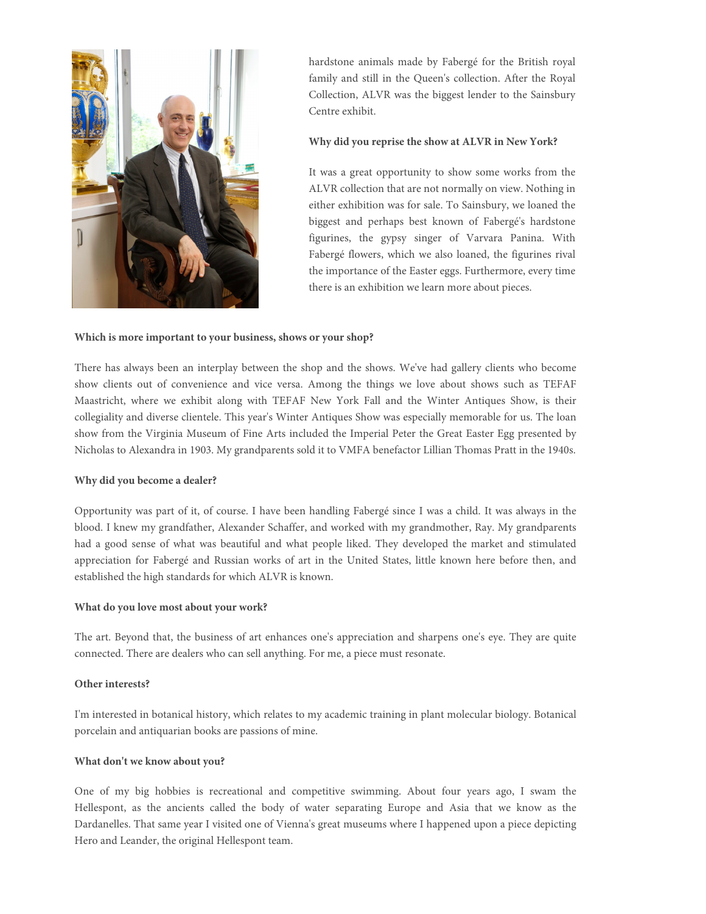hardstone animals made by Fabergé for the British royal family and still in the Queen's collection. After the Royal Collection, ALVR was the biggest lender to the Sainsbury Centre exhibit.

**Why did you reprise the show at ALVR in New York?**

It was a great opportunity to show some works from the ALVR collection that are not normally on view. Nothing in either exhibition was for sale. To Sainsbury, we loaned the biggest and perhaps best known of Fabergé's hardstone figurines, the gypsy singer of Varvara Panina. With Fabergé flowers, which we also loaned, the figurines rival the importance of the Easter eggs. Furthermore, every time there is an exhibition we learn more about pieces.

**Which is more important to your business, shows or your shop?**

There has always been an interplay between the shop and the shows. We've had gallery clients who become show clients out of convenience and vice versa. Among the things we love about shows such as TEFAF Maastricht, where we exhibit along with TEFAF New York Fall and the Winter Antiques Show, is their collegiality and diverse clientele. This year's Winter Antiques Show was especially memorable for us. The loan show from the Virginia Museum of Fine Arts included the Imperial Peter the Great Easter Egg presented by Nicholas to Alexandra in 1903. My grandparents sold it to VMFA benefactor Lillian Thomas Pratt in the 1940s.

**Why did you become a dealer?**

Opportunity was part of it, of course. I have been handling Fabergé since I was a child. It was always in the blood. I knew my grandfather, Alexander Schaffer, and worked with my grandmother, Ray. My grandparents had a good sense of what was beautiful and what people liked. They developed the market and stimulated appreciation for Fabergé and Russian works of art in the United States, little known here before then, and established the high standards for which ALVR is known.

**What do you love most about your work?**

The art. Beyond that, the business of art enhances one's appreciation and sharpens one's eye. They are quite connected. There are dealers who can sell anything. For me, a piece must resonate.

**Other interests?**

I'm interested in botanical history, which relates to my academic training in plant molecular biology. Botanical porcelain and antiquarian books are passions of mine.

**What don't we know about you?**

One of my big hobbies is recreational and competitive swimming. About four years ago, I swam the Hellespont, as the ancients called the body of water separating Europe and Asia that we know as the Dardanelles. That same year I visited one of Vienna's great museums where I happened upon a piece depicting Hero and Leander, the original Hellespont team.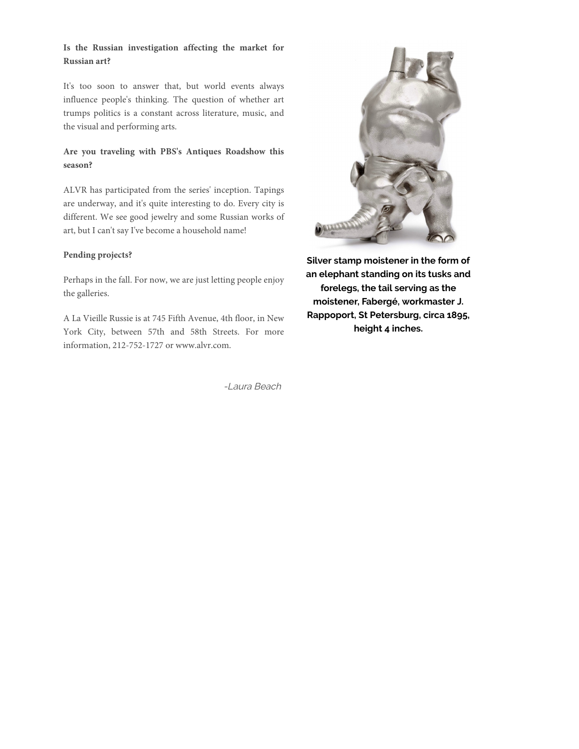**Is the Russian investigation affecting the market for Russian art?**

It's too soon to answer that, but world events always influence people's thinking. The question of whether art trumps politics is a constant across literature, music, and the visual and performing arts.

**Are you traveling with PBS's Antiques Roadshow this season?**

ALVR has participated from the series' inception. Tapings are underway, and it's quite interesting to do. Every city is different. We see good jewelry and some Russian works of art, but I can't say I've become a household name!

**Pending projects?**

Perhaps in the fall. For now, we are just letting people enjoy the galleries.

A La Vieille Russie is at 745 Fifth Avenue, 4th floor, in New York City, between 57th and 58th Streets. For more information, 212-752-1727 or www.alvr.com.

*-Laura Beach*

**Silver stamp moistener in the form of an elephant standing on its tusks and forelegs, the tail serving as the moistener, Fabergé, workmaster J. Rappoport, St Petersburg, circa 1895, height 4 inches.**